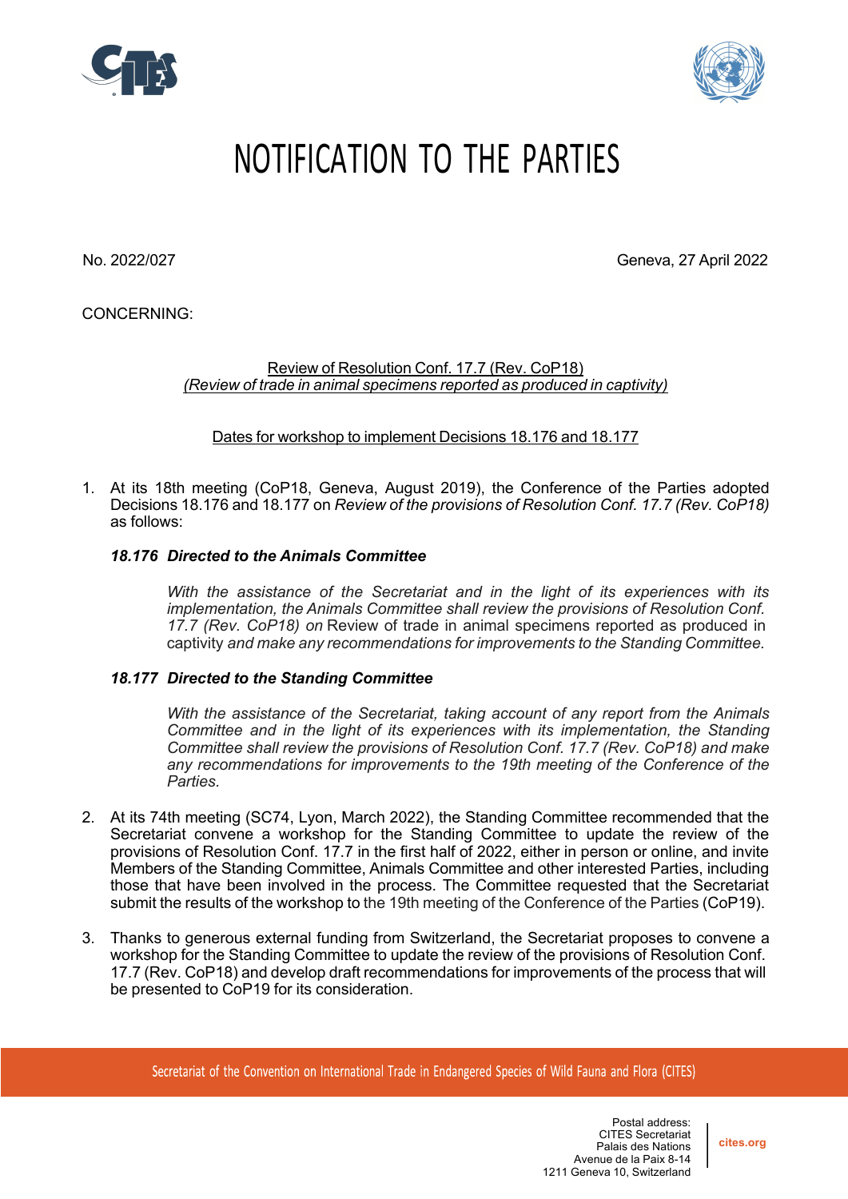# NOTIFICATION TO THE PARTIES

No. 2022/027

Geneva, 27 April 2022

CONCERNING:

Review of Resolution Conf. 17.7 (Rev. CoP18)
*(Review of trade in animal specimens reported as produced in captivity)*

Dates for workshop to implement Decisions 18.176 and 18.177

1. At its 18th meeting (CoP18, Geneva, August 2019), the Conference of the Parties adopted Decisions 18.176 and 18.177 on *Review of the provisions of Resolution Conf. 17.7 (Rev. CoP18)* as follows:

   ***18.176 Directed to the Animals Committee***

   > *With the assistance of the Secretariat and in the light of its experiences with its implementation, the Animals Committee shall review the provisions of Resolution Conf. 17.7 (Rev. CoP18) on* Review of trade in animal specimens reported as produced in captivity *and make any recommendations for improvements to the Standing Committee.*

   ***18.177 Directed to the Standing Committee***

   > *With the assistance of the Secretariat, taking account of any report from the Animals Committee and in the light of its experiences with its implementation, the Standing Committee shall review the provisions of Resolution Conf. 17.7 (Rev. CoP18) and make any recommendations for improvements to the 19th meeting of the Conference of the Parties.*

2. At its 74th meeting (SC74, Lyon, March 2022), the Standing Committee recommended that the Secretariat convene a workshop for the Standing Committee to update the review of the provisions of Resolution Conf. 17.7 in the first half of 2022, either in person or online, and invite Members of the Standing Committee, Animals Committee and other interested Parties, including those that have been involved in the process. The Committee requested that the Secretariat submit the results of the workshop to the 19th meeting of the Conference of the Parties (CoP19).

3. Thanks to generous external funding from Switzerland, the Secretariat proposes to convene a workshop for the Standing Committee to update the review of the provisions of Resolution Conf. 17.7 (Rev. CoP18) and develop draft recommendations for improvements of the process that will be presented to CoP19 for its consideration.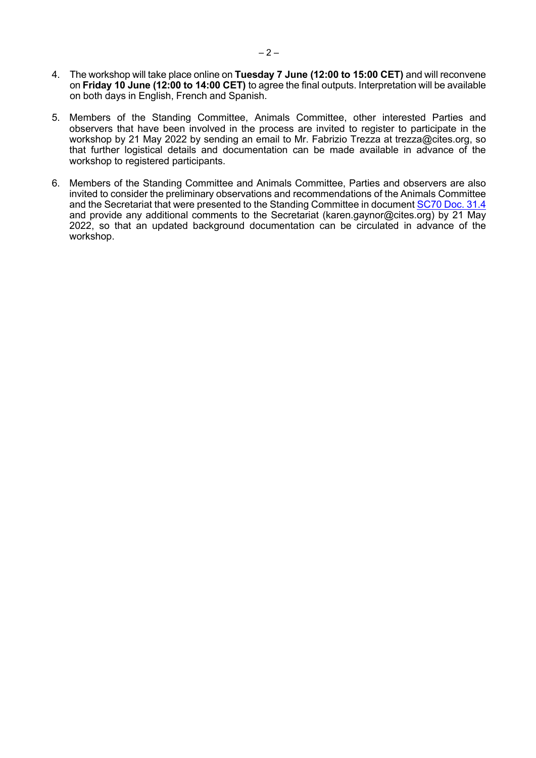4. The workshop will take place online on **Tuesday 7 June (12:00 to 15:00 CET)** and will reconvene on **Friday 10 June (12:00 to 14:00 CET)** to agree the final outputs. Interpretation will be available on both days in English, French and Spanish.

5. Members of the Standing Committee, Animals Committee, other interested Parties and observers that have been involved in the process are invited to register to participate in the workshop by 21 May 2022 by sending an email to Mr. Fabrizio Trezza at trezza@cites.org, so that further logistical details and documentation can be made available in advance of the workshop to registered participants.

6. Members of the Standing Committee and Animals Committee, Parties and observers are also invited to consider the preliminary observations and recommendations of the Animals Committee and the Secretariat that were presented to the Standing Committee in document SC70 Doc. 31.4 and provide any additional comments to the Secretariat (karen.gaynor@cites.org) by 21 May 2022, so that an updated background documentation can be circulated in advance of the workshop.